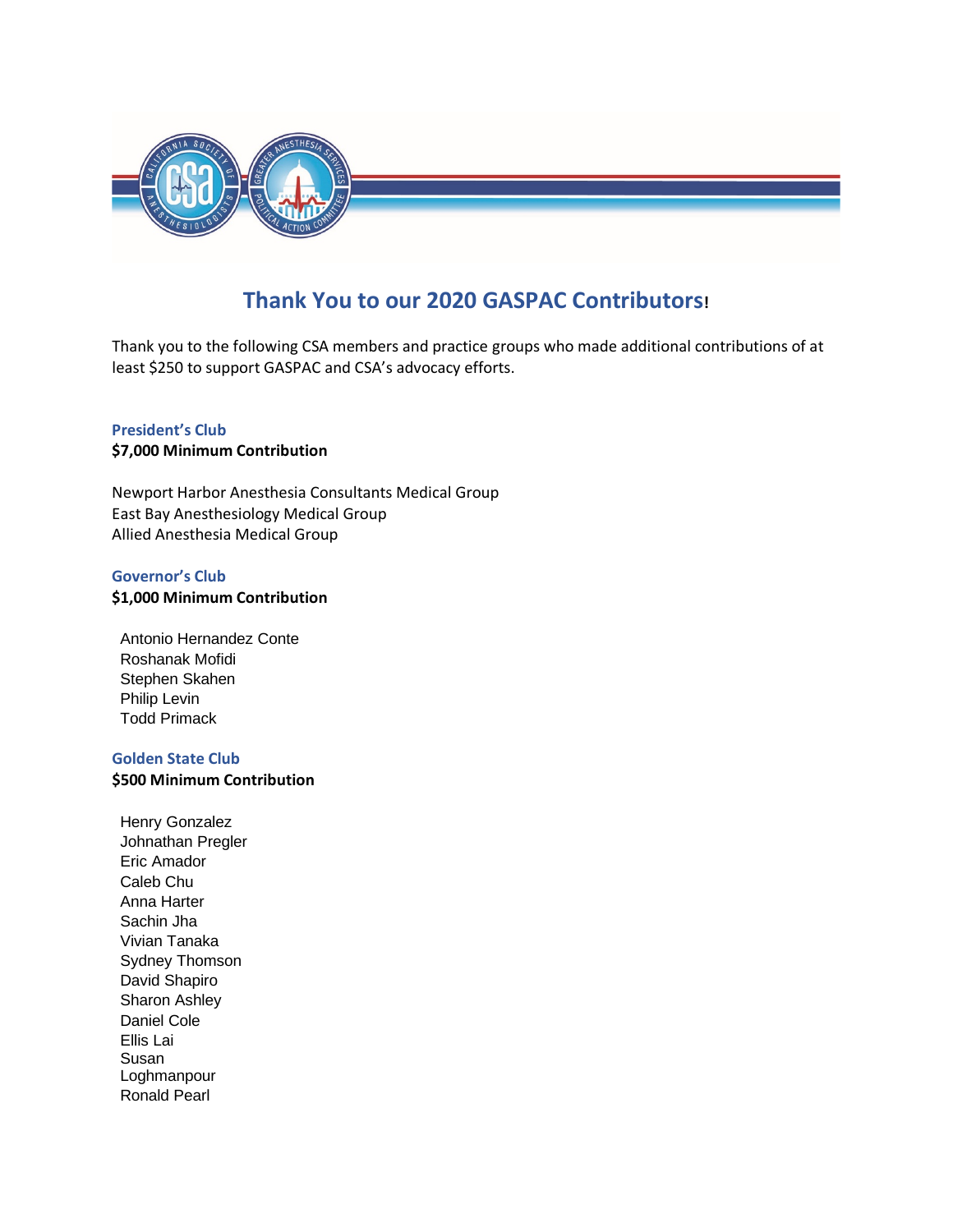# Thank You to our 2020 GASPAC Contributors!

Thank you to the following CSA members and practice groups who made additional contributions of at least $250 to support GASPAC and CSA's advocacy efforts.

## President's Club

**$7,000 Minimum Contribution**

Newport Harbor Anesthesia Consultants Medical Group
East Bay Anesthesiology Medical Group
Allied Anesthesia Medical Group

## Governor's Club

**$1,000 Minimum Contribution**

Antonio Hernandez Conte
Roshanak Mofidi
Stephen Skahen
Philip Levin
Todd Primack

## Golden State Club

**$500 Minimum Contribution**

Henry Gonzalez
Johnathan Pregler
Eric Amador
Caleb Chu
Anna Harter
Sachin Jha
Vivian Tanaka
Sydney Thomson
David Shapiro
Sharon Ashley
Daniel Cole
Ellis Lai
Susan Loghmanpour
Ronald Pearl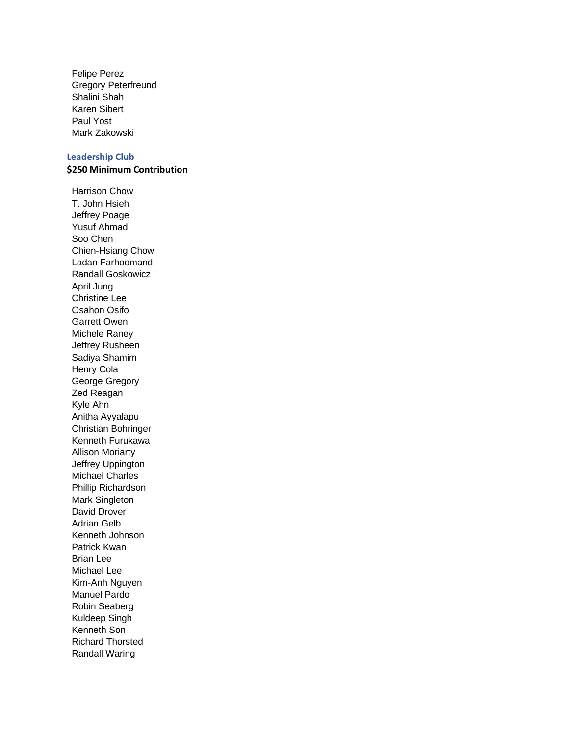Felipe Perez
Gregory Peterfreund
Shalini Shah
Karen Sibert
Paul Yost
Mark Zakowski

## Leadership Club

**$250 Minimum Contribution**

Harrison Chow
T. John Hsieh
Jeffrey Poage
Yusuf Ahmad
Soo Chen
Chien-Hsiang Chow
Ladan Farhoomand
Randall Goskowicz
April Jung
Christine Lee
Osahon Osifo
Garrett Owen
Michele Raney
Jeffrey Rusheen
Sadiya Shamim
Henry Cola
George Gregory
Zed Reagan
Kyle Ahn
Anitha Ayyalapu
Christian Bohringer
Kenneth Furukawa
Allison Moriarty
Jeffrey Uppington
Michael Charles
Phillip Richardson
Mark Singleton
David Drover
Adrian Gelb
Kenneth Johnson
Patrick Kwan
Brian Lee
Michael Lee
Kim-Anh Nguyen
Manuel Pardo
Robin Seaberg
Kuldeep Singh
Kenneth Son
Richard Thorsted
Randall Waring